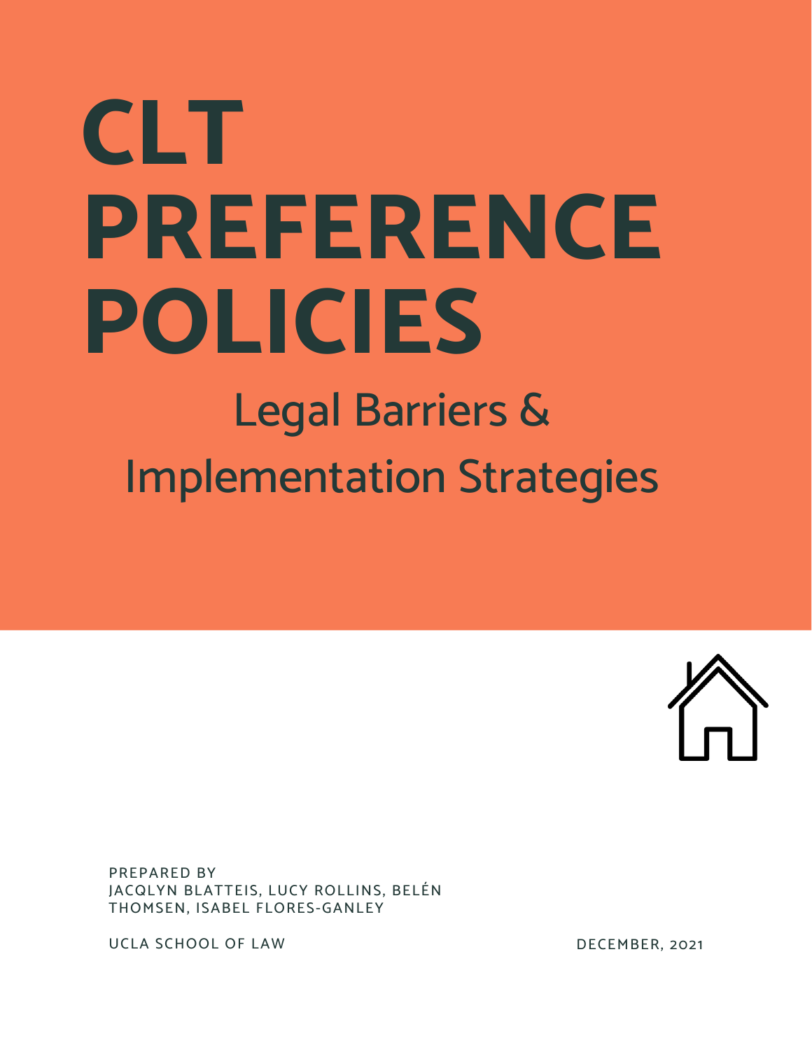# CLT PREFERENCE POLICIES

## Legal Barriers & Implementation Strategies

PREPARED BY
JACQLYN BLATTEIS, LUCY ROLLINS, BELÉN THOMSEN, ISABEL FLORES-GANLEY

UCLA SCHOOL OF LAW

DECEMBER, 2021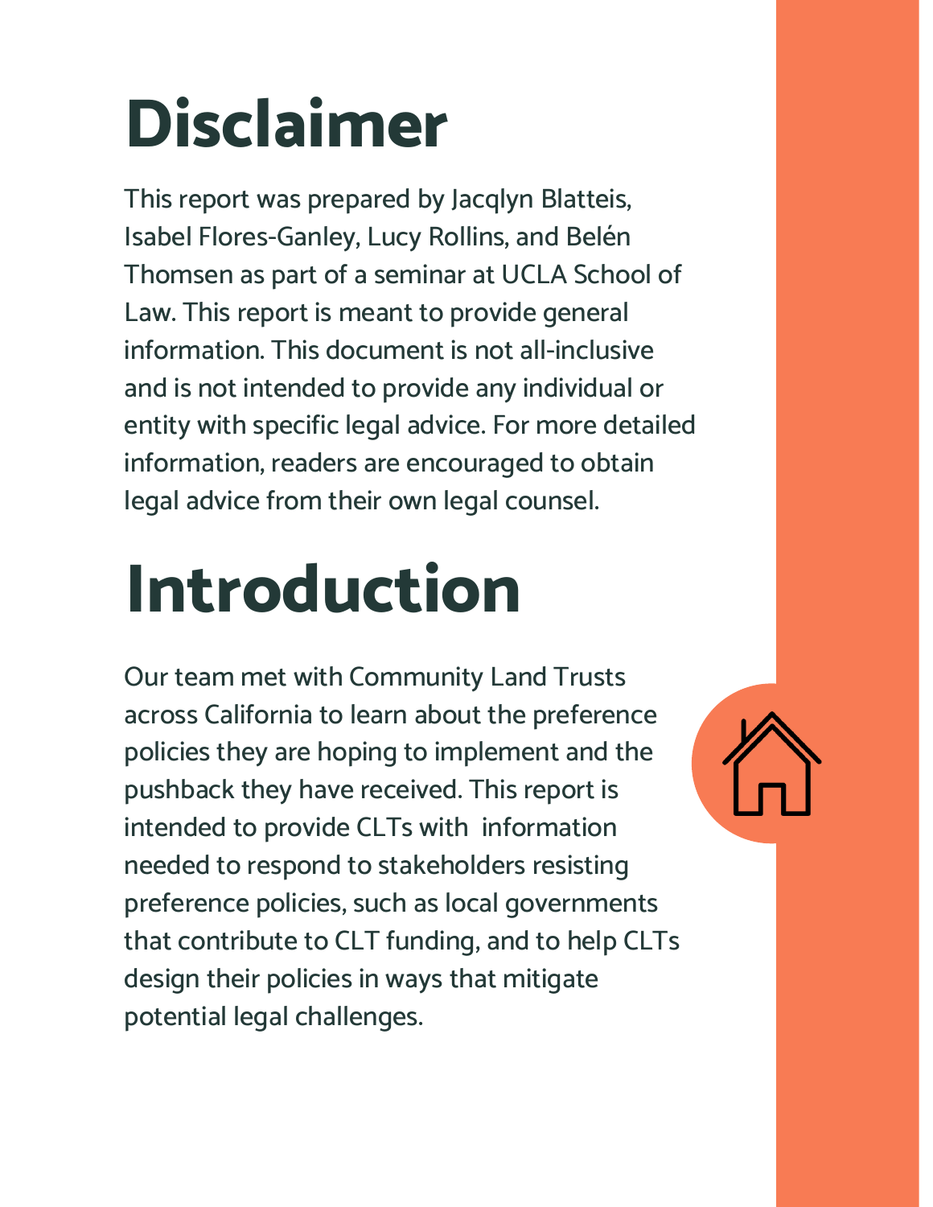# Disclaimer

This report was prepared by Jacqlyn Blatteis, Isabel Flores-Ganley, Lucy Rollins, and Belén Thomsen as part of a seminar at UCLA School of Law. This report is meant to provide general information. This document is not all-inclusive and is not intended to provide any individual or entity with specific legal advice. For more detailed information, readers are encouraged to obtain legal advice from their own legal counsel.

# Introduction

Our team met with Community Land Trusts across California to learn about the preference policies they are hoping to implement and the pushback they have received. This report is intended to provide CLTs with information needed to respond to stakeholders resisting preference policies, such as local governments that contribute to CLT funding, and to help CLTs design their policies in ways that mitigate potential legal challenges.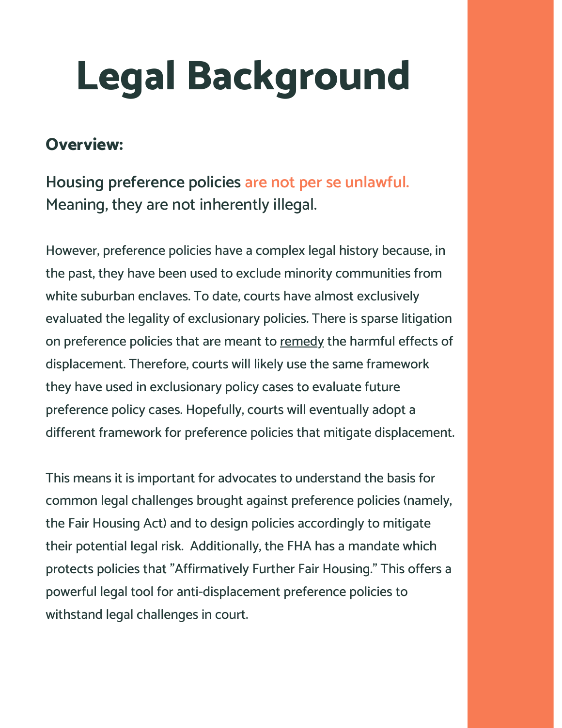# Legal Background

### Overview:

**Housing preference policies are not per se unlawful.** Meaning, they are not inherently illegal.

However, preference policies have a complex legal history because, in the past, they have been used to exclude minority communities from white suburban enclaves. To date, courts have almost exclusively evaluated the legality of exclusionary policies. There is sparse litigation on preference policies that are meant to <u>remedy</u> the harmful effects of displacement. Therefore, courts will likely use the same framework they have used in exclusionary policy cases to evaluate future preference policy cases. Hopefully, courts will eventually adopt a different framework for preference policies that mitigate displacement.

This means it is important for advocates to understand the basis for common legal challenges brought against preference policies (namely, the Fair Housing Act) and to design policies accordingly to mitigate their potential legal risk. Additionally, the FHA has a mandate which protects policies that "Affirmatively Further Fair Housing." This offers a powerful legal tool for anti-displacement preference policies to withstand legal challenges in court.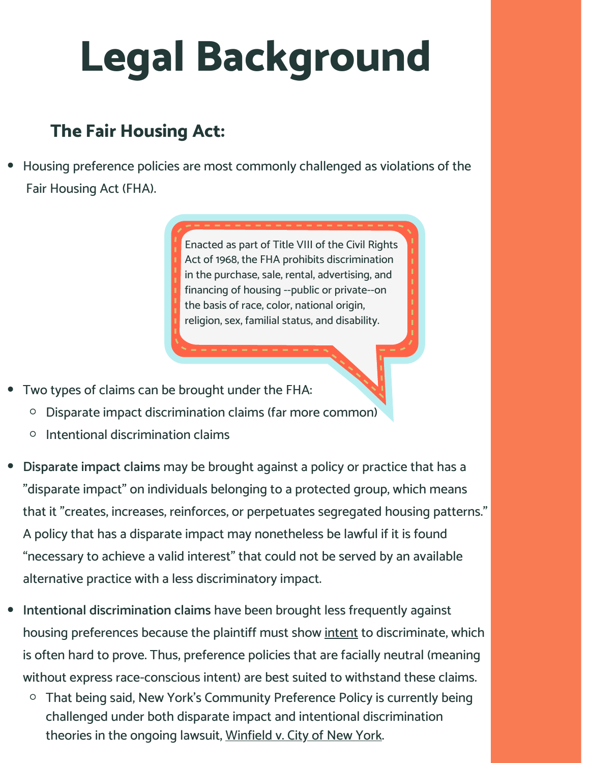# Legal Background

## The Fair Housing Act:

- Housing preference policies are most commonly challenged as violations of the Fair Housing Act (FHA).

> Enacted as part of Title VIII of the Civil Rights Act of 1968, the FHA prohibits discrimination in the purchase, sale, rental, advertising, and financing of housing --public or private--on the basis of race, color, national origin, religion, sex, familial status, and disability.

- Two types of claims can be brought under the FHA:
  - Disparate impact discrimination claims (far more common)
  - Intentional discrimination claims
- **Disparate impact claims** may be brought against a policy or practice that has a "disparate impact" on individuals belonging to a protected group, which means that it "creates, increases, reinforces, or perpetuates segregated housing patterns." A policy that has a disparate impact may nonetheless be lawful if it is found "necessary to achieve a valid interest" that could not be served by an available alternative practice with a less discriminatory impact.
- **Intentional discrimination claims** have been brought less frequently against housing preferences because the plaintiff must show intent to discriminate, which is often hard to prove. Thus, preference policies that are facially neutral (meaning without express race-conscious intent) are best suited to withstand these claims.
  - That being said, New York's Community Preference Policy is currently being challenged under both disparate impact and intentional discrimination theories in the ongoing lawsuit, Winfield v. City of New York.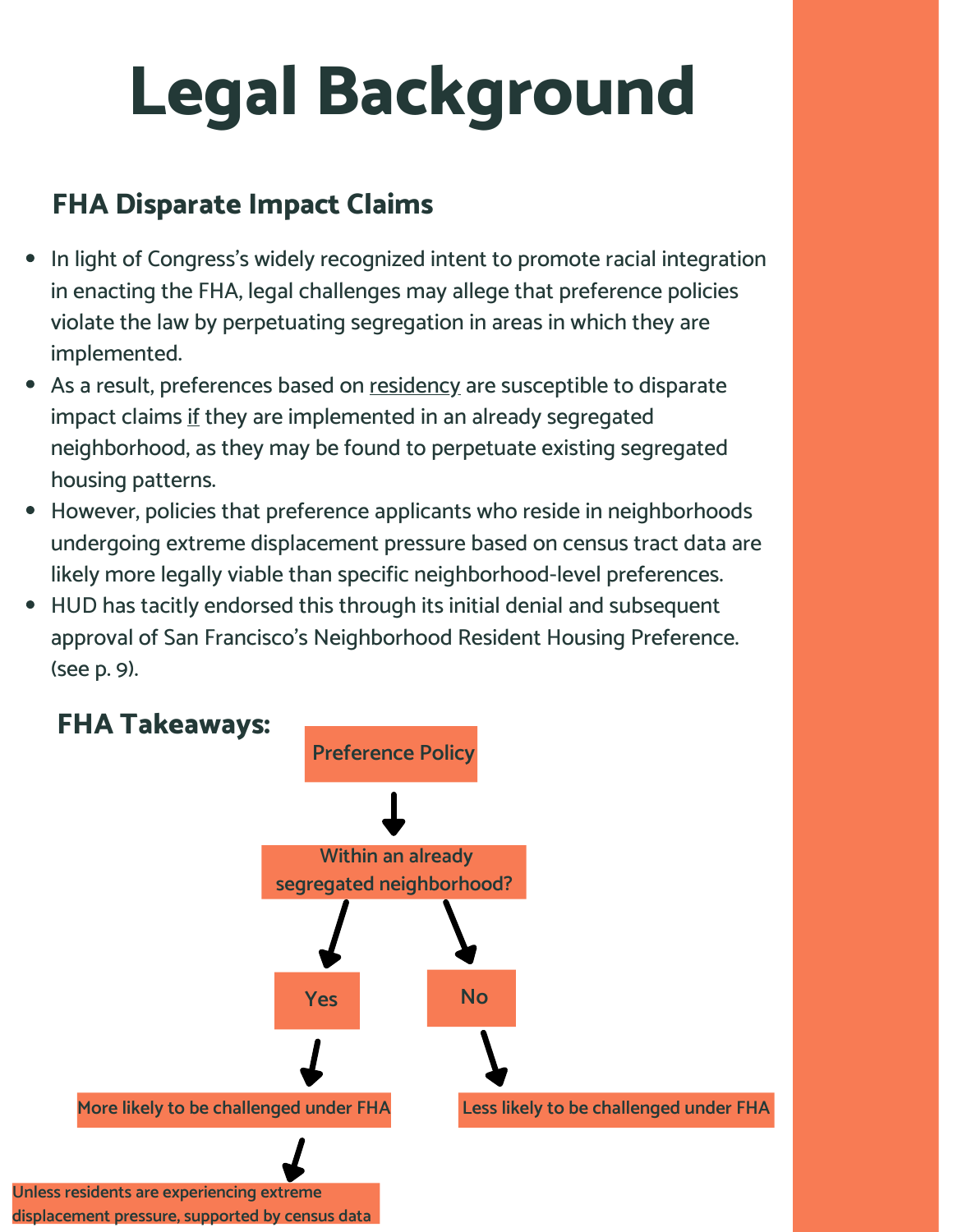# Legal Background

## FHA Disparate Impact Claims

- In light of Congress's widely recognized intent to promote racial integration in enacting the FHA, legal challenges may allege that preference policies violate the law by perpetuating segregation in areas in which they are implemented.
- As a result, preferences based on <u>residency</u> are susceptible to disparate impact claims <u>if</u> they are implemented in an already segregated neighborhood, as they may be found to perpetuate existing segregated housing patterns.
- However, policies that preference applicants who reside in neighborhoods undergoing extreme displacement pressure based on census tract data are likely more legally viable than specific neighborhood-level preferences.
- HUD has tacitly endorsed this through its initial denial and subsequent approval of San Francisco's Neighborhood Resident Housing Preference. (see p. 9).

## FHA Takeaways:

Preference Policy

↓

Within an already segregated neighborhood?

- **Yes** → More likely to be challenged under FHA → Unless residents are experiencing extreme displacement pressure, supported by census data
- **No** → Less likely to be challenged under FHA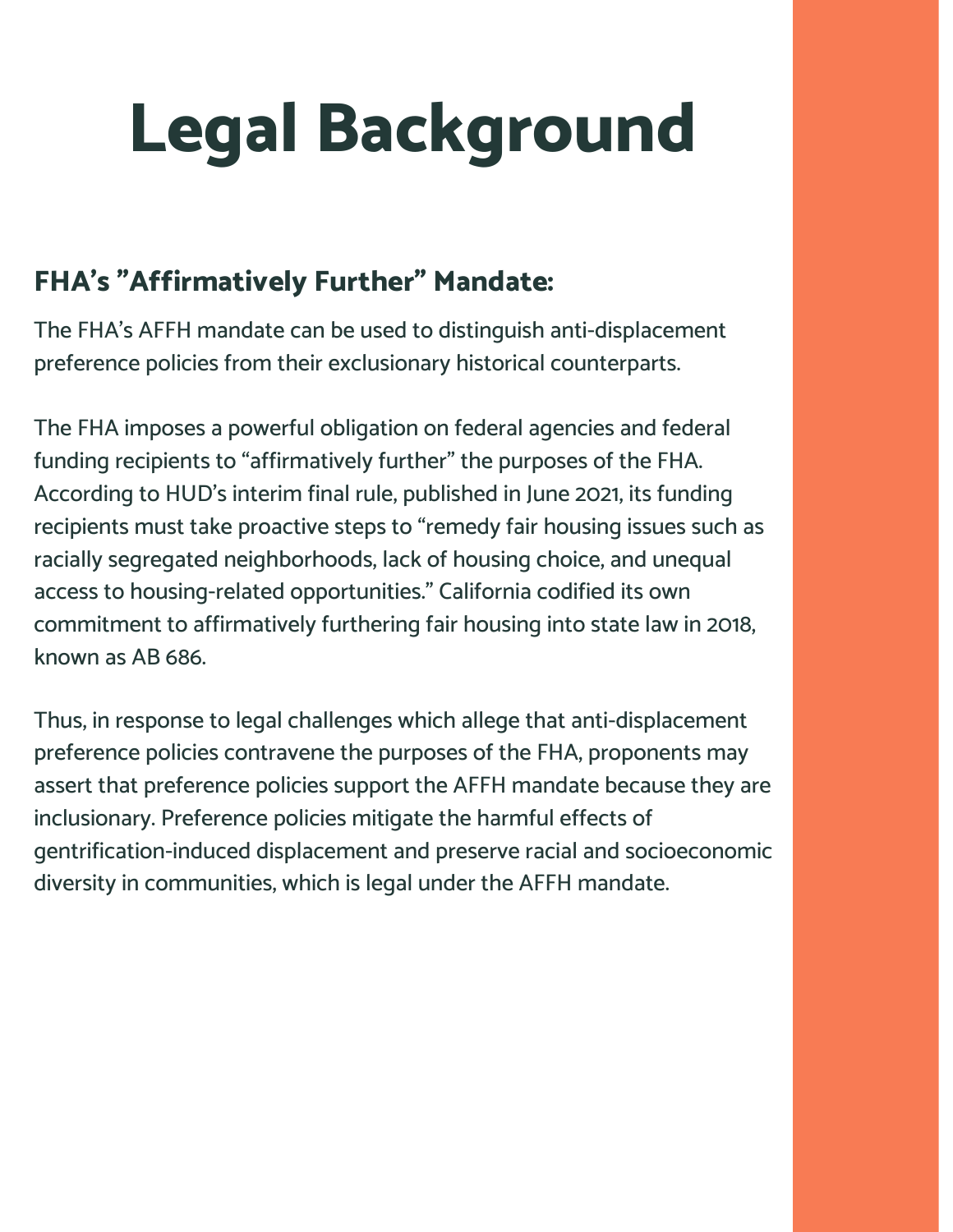# Legal Background

## FHA's "Affirmatively Further" Mandate:

The FHA's AFFH mandate can be used to distinguish anti-displacement preference policies from their exclusionary historical counterparts.

The FHA imposes a powerful obligation on federal agencies and federal funding recipients to "affirmatively further" the purposes of the FHA. According to HUD's interim final rule, published in June 2021, its funding recipients must take proactive steps to "remedy fair housing issues such as racially segregated neighborhoods, lack of housing choice, and unequal access to housing-related opportunities." California codified its own commitment to affirmatively furthering fair housing into state law in 2018, known as AB 686.

Thus, in response to legal challenges which allege that anti-displacement preference policies contravene the purposes of the FHA, proponents may assert that preference policies support the AFFH mandate because they are inclusionary. Preference policies mitigate the harmful effects of gentrification-induced displacement and preserve racial and socioeconomic diversity in communities, which is legal under the AFFH mandate.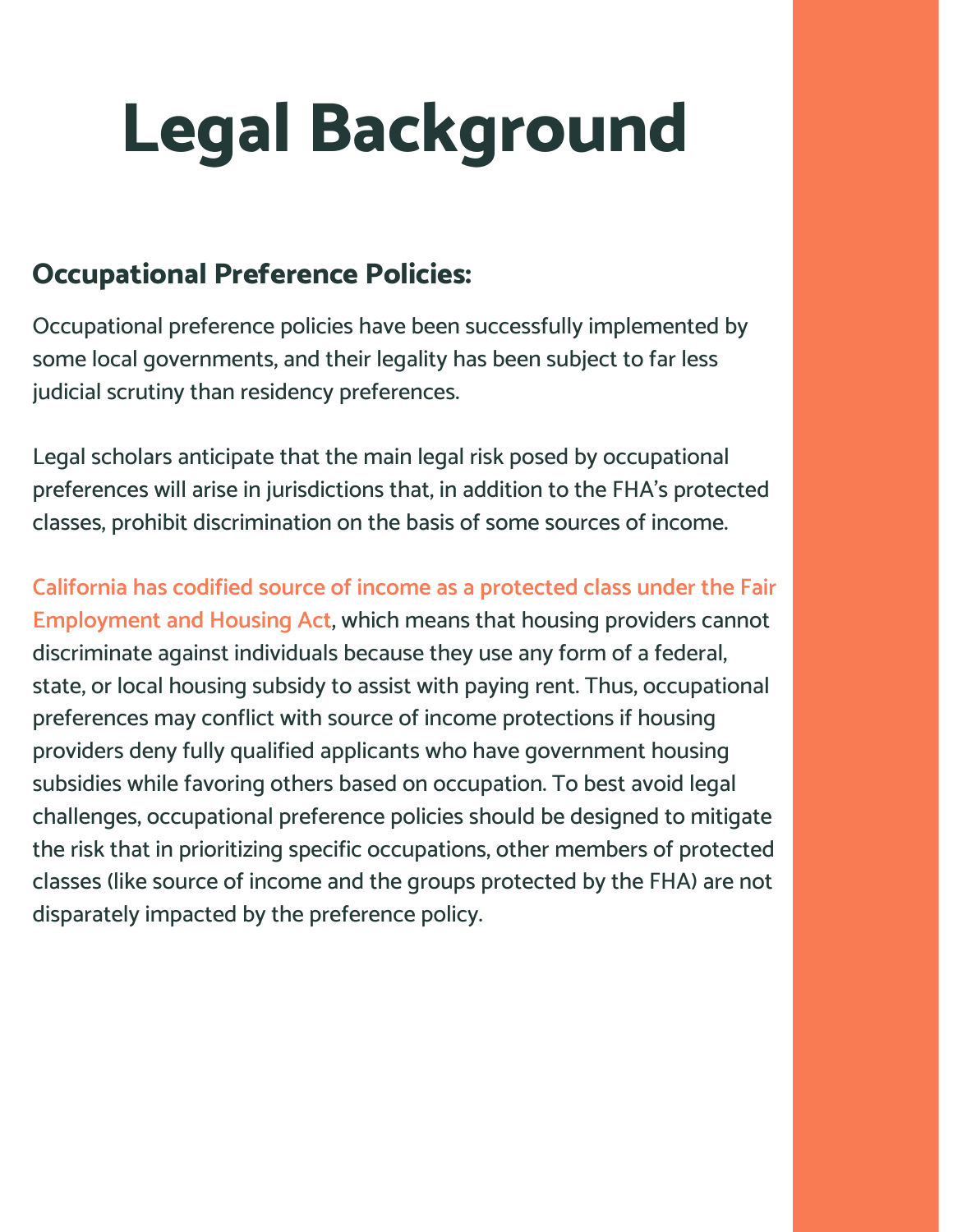# Legal Background

### Occupational Preference Policies:

Occupational preference policies have been successfully implemented by some local governments, and their legality has been subject to far less judicial scrutiny than residency preferences.

Legal scholars anticipate that the main legal risk posed by occupational preferences will arise in jurisdictions that, in addition to the FHA's protected classes, prohibit discrimination on the basis of some sources of income.

California has codified source of income as a protected class under the Fair Employment and Housing Act, which means that housing providers cannot discriminate against individuals because they use any form of a federal, state, or local housing subsidy to assist with paying rent. Thus, occupational preferences may conflict with source of income protections if housing providers deny fully qualified applicants who have government housing subsidies while favoring others based on occupation. To best avoid legal challenges, occupational preference policies should be designed to mitigate the risk that in prioritizing specific occupations, other members of protected classes (like source of income and the groups protected by the FHA) are not disparately impacted by the preference policy.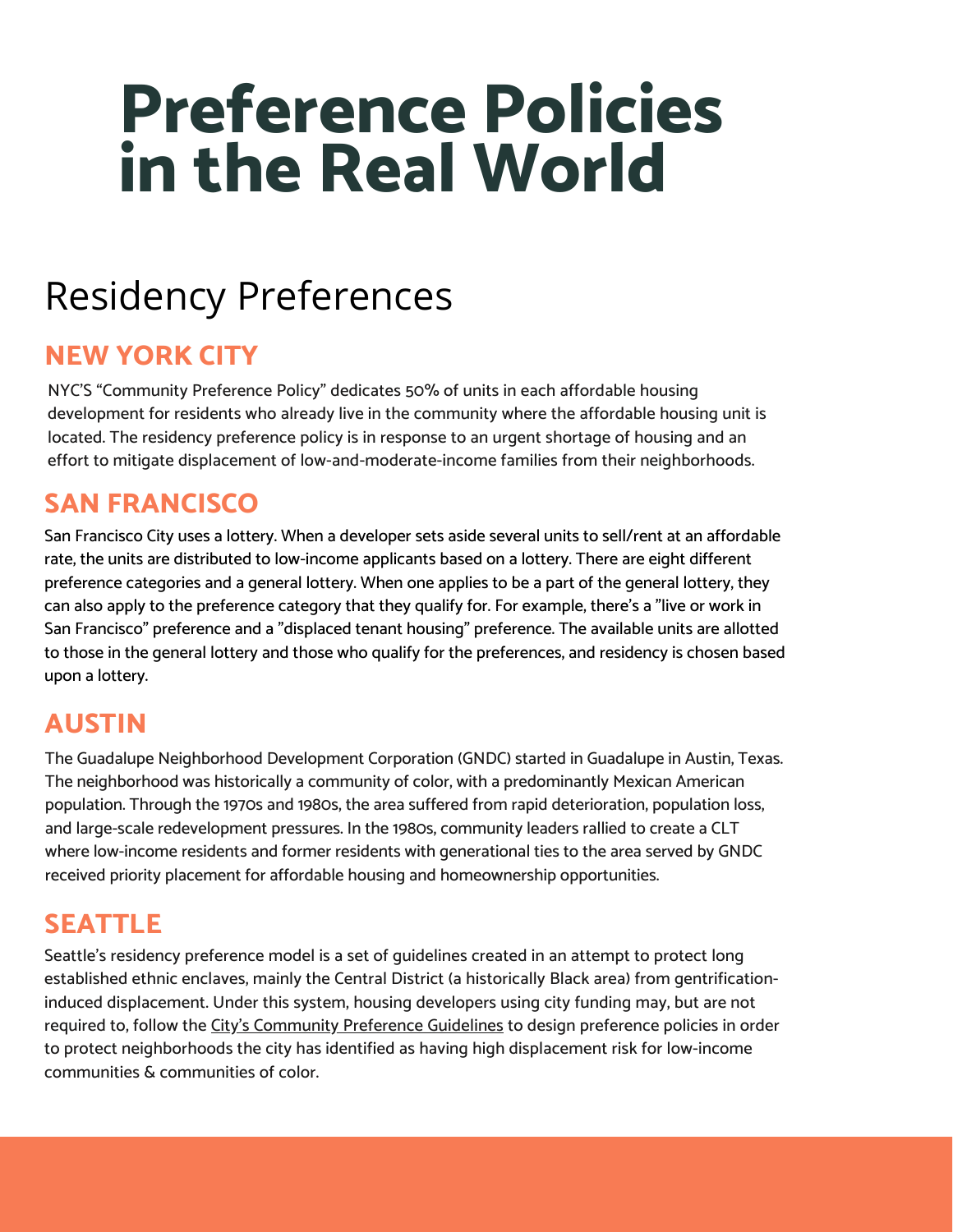# Preference Policies in the Real World

## Residency Preferences

### NEW YORK CITY

NYC'S "Community Preference Policy" dedicates 50% of units in each affordable housing development for residents who already live in the community where the affordable housing unit is located. The residency preference policy is in response to an urgent shortage of housing and an effort to mitigate displacement of low-and-moderate-income families from their neighborhoods.

### SAN FRANCISCO

San Francisco City uses a lottery. When a developer sets aside several units to sell/rent at an affordable rate, the units are distributed to low-income applicants based on a lottery. There are eight different preference categories and a general lottery. When one applies to be a part of the general lottery, they can also apply to the preference category that they qualify for. For example, there's a "live or work in San Francisco" preference and a "displaced tenant housing" preference. The available units are allotted to those in the general lottery and those who qualify for the preferences, and residency is chosen based upon a lottery.

### AUSTIN

The Guadalupe Neighborhood Development Corporation (GNDC) started in Guadalupe in Austin, Texas. The neighborhood was historically a community of color, with a predominantly Mexican American population. Through the 1970s and 1980s, the area suffered from rapid deterioration, population loss, and large-scale redevelopment pressures. In the 1980s, community leaders rallied to create a CLT where low-income residents and former residents with generational ties to the area served by GNDC received priority placement for affordable housing and homeownership opportunities.

### SEATTLE

Seattle's residency preference model is a set of guidelines created in an attempt to protect long established ethnic enclaves, mainly the Central District (a historically Black area) from gentrification-induced displacement. Under this system, housing developers using city funding may, but are not required to, follow the City's Community Preference Guidelines to design preference policies in order to protect neighborhoods the city has identified as having high displacement risk for low-income communities & communities of color.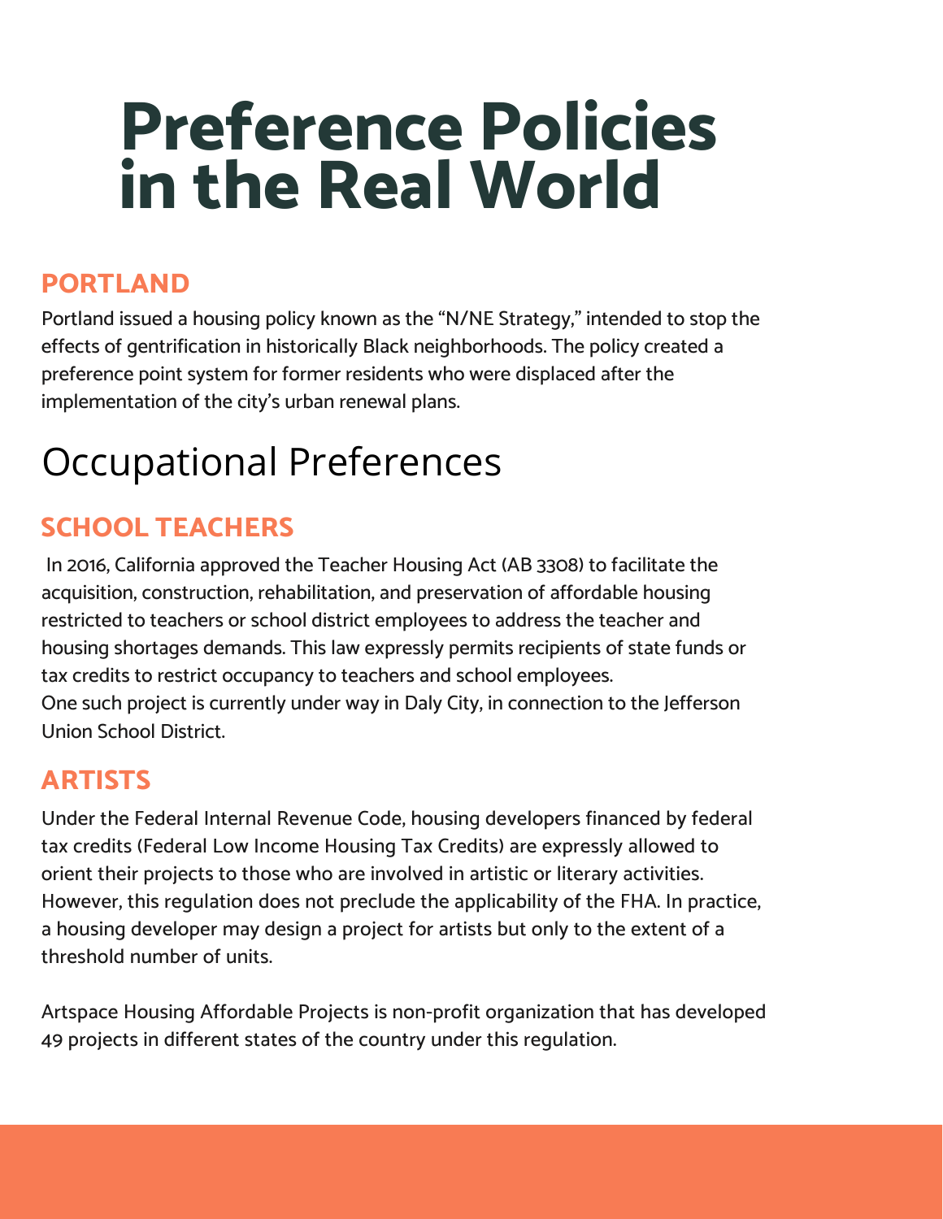# Preference Policies in the Real World

### PORTLAND

Portland issued a housing policy known as the "N/NE Strategy," intended to stop the effects of gentrification in historically Black neighborhoods. The policy created a preference point system for former residents who were displaced after the implementation of the city's urban renewal plans.

## Occupational Preferences

### SCHOOL TEACHERS

In 2016, California approved the Teacher Housing Act (AB 3308) to facilitate the acquisition, construction, rehabilitation, and preservation of affordable housing restricted to teachers or school district employees to address the teacher and housing shortages demands. This law expressly permits recipients of state funds or tax credits to restrict occupancy to teachers and school employees.
One such project is currently under way in Daly City, in connection to the Jefferson Union School District.

### ARTISTS

Under the Federal Internal Revenue Code, housing developers financed by federal tax credits (Federal Low Income Housing Tax Credits) are expressly allowed to orient their projects to those who are involved in artistic or literary activities. However, this regulation does not preclude the applicability of the FHA. In practice, a housing developer may design a project for artists but only to the extent of a threshold number of units.

Artspace Housing Affordable Projects is non-profit organization that has developed 49 projects in different states of the country under this regulation.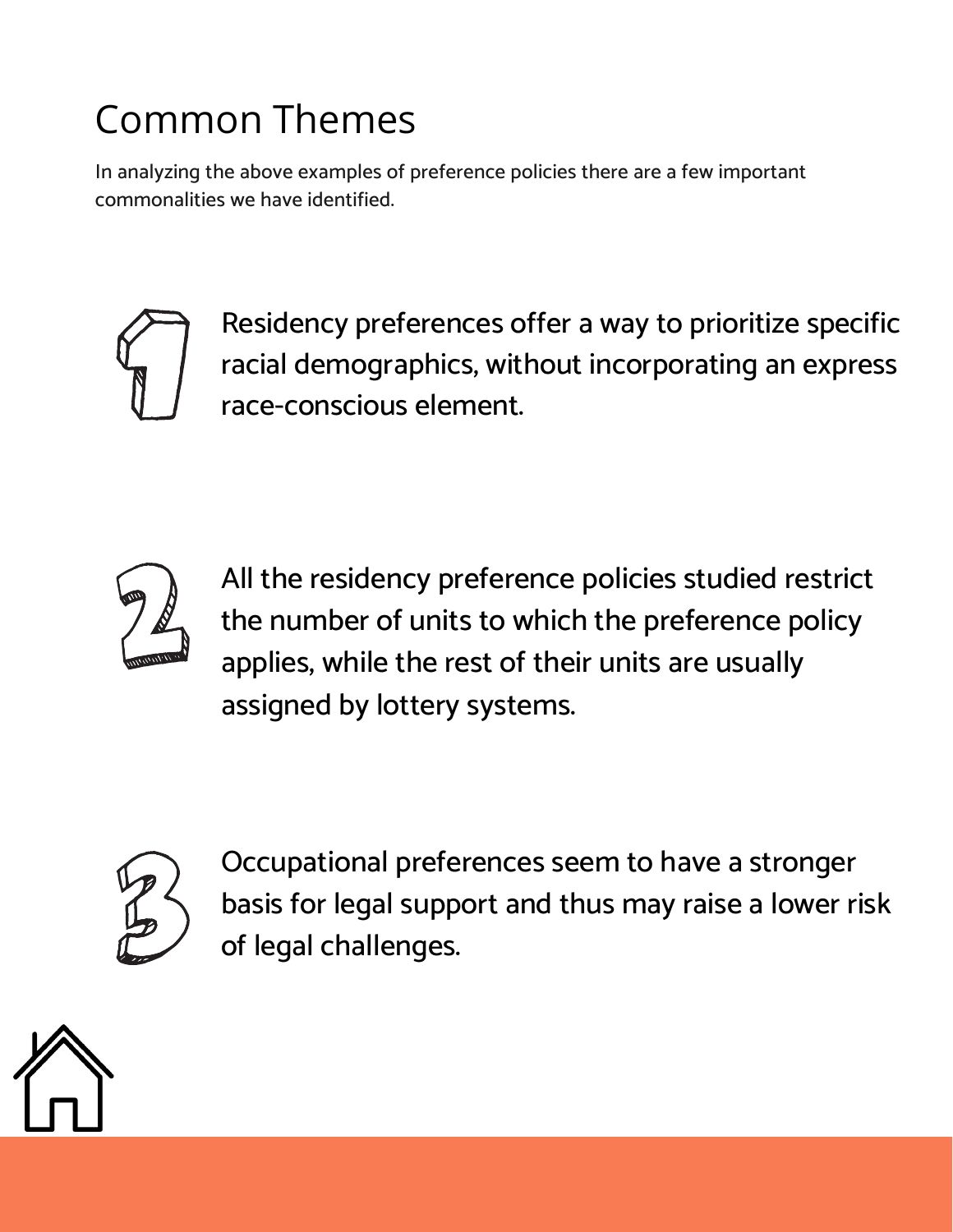# Common Themes

In analyzing the above examples of preference policies there are a few important commonalities we have identified.

1. Residency preferences offer a way to prioritize specific racial demographics, without incorporating an express race-conscious element.

2. All the residency preference policies studied restrict the number of units to which the preference policy applies, while the rest of their units are usually assigned by lottery systems.

3. Occupational preferences seem to have a stronger basis for legal support and thus may raise a lower risk of legal challenges.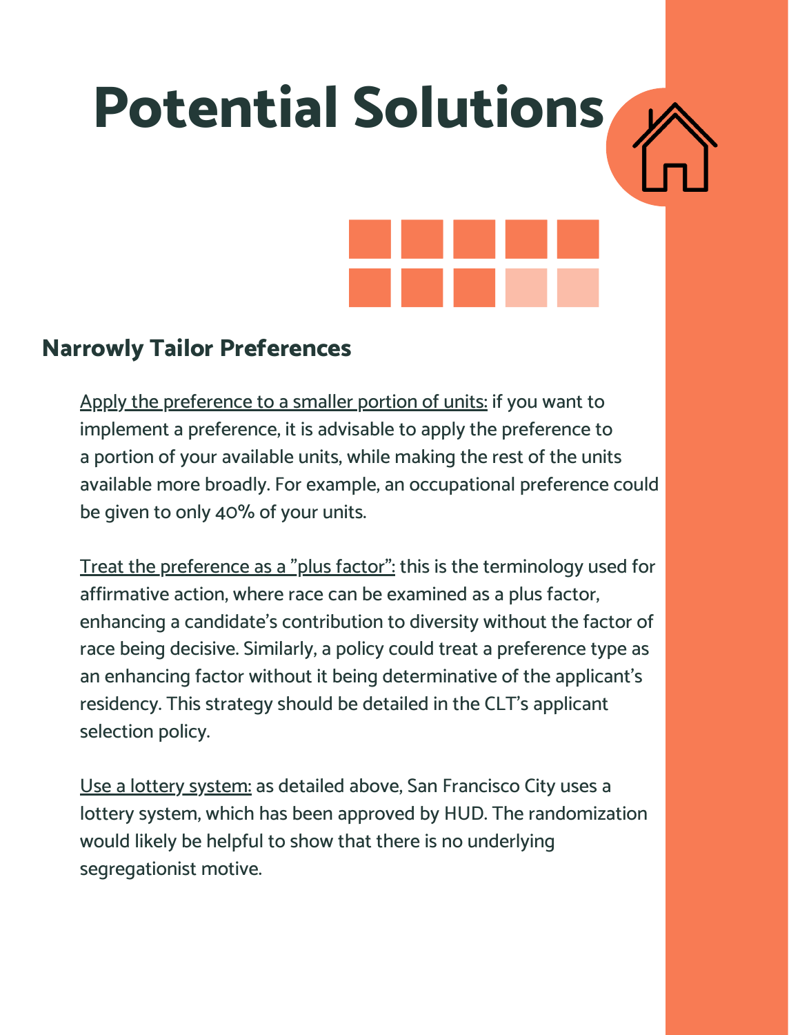# Potential Solutions

## Narrowly Tailor Preferences

Apply the preference to a smaller portion of units: if you want to implement a preference, it is advisable to apply the preference to a portion of your available units, while making the rest of the units available more broadly. For example, an occupational preference could be given to only 40% of your units.

Treat the preference as a "plus factor": this is the terminology used for affirmative action, where race can be examined as a plus factor, enhancing a candidate's contribution to diversity without the factor of race being decisive. Similarly, a policy could treat a preference type as an enhancing factor without it being determinative of the applicant's residency. This strategy should be detailed in the CLT's applicant selection policy.

Use a lottery system: as detailed above, San Francisco City uses a lottery system, which has been approved by HUD. The randomization would likely be helpful to show that there is no underlying segregationist motive.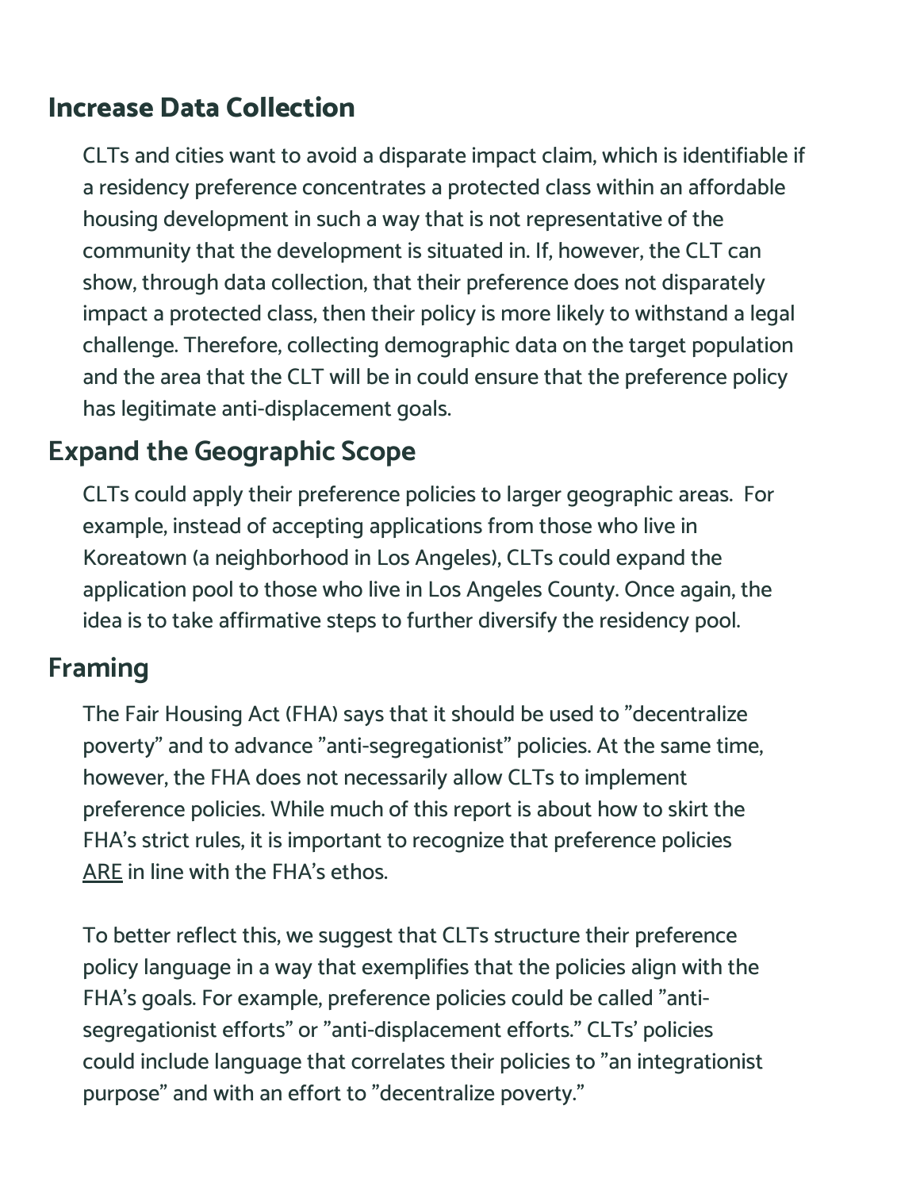## Increase Data Collection

CLTs and cities want to avoid a disparate impact claim, which is identifiable if a residency preference concentrates a protected class within an affordable housing development in such a way that is not representative of the community that the development is situated in. If, however, the CLT can show, through data collection, that their preference does not disparately impact a protected class, then their policy is more likely to withstand a legal challenge. Therefore, collecting demographic data on the target population and the area that the CLT will be in could ensure that the preference policy has legitimate anti-displacement goals.

## Expand the Geographic Scope

CLTs could apply their preference policies to larger geographic areas. For example, instead of accepting applications from those who live in Koreatown (a neighborhood in Los Angeles), CLTs could expand the application pool to those who live in Los Angeles County. Once again, the idea is to take affirmative steps to further diversify the residency pool.

## Framing

The Fair Housing Act (FHA) says that it should be used to "decentralize poverty" and to advance "anti-segregationist" policies. At the same time, however, the FHA does not necessarily allow CLTs to implement preference policies. While much of this report is about how to skirt the FHA's strict rules, it is important to recognize that preference policies ARE in line with the FHA's ethos.

To better reflect this, we suggest that CLTs structure their preference policy language in a way that exemplifies that the policies align with the FHA's goals. For example, preference policies could be called "anti-segregationist efforts" or "anti-displacement efforts." CLTs' policies could include language that correlates their policies to "an integrationist purpose" and with an effort to "decentralize poverty."